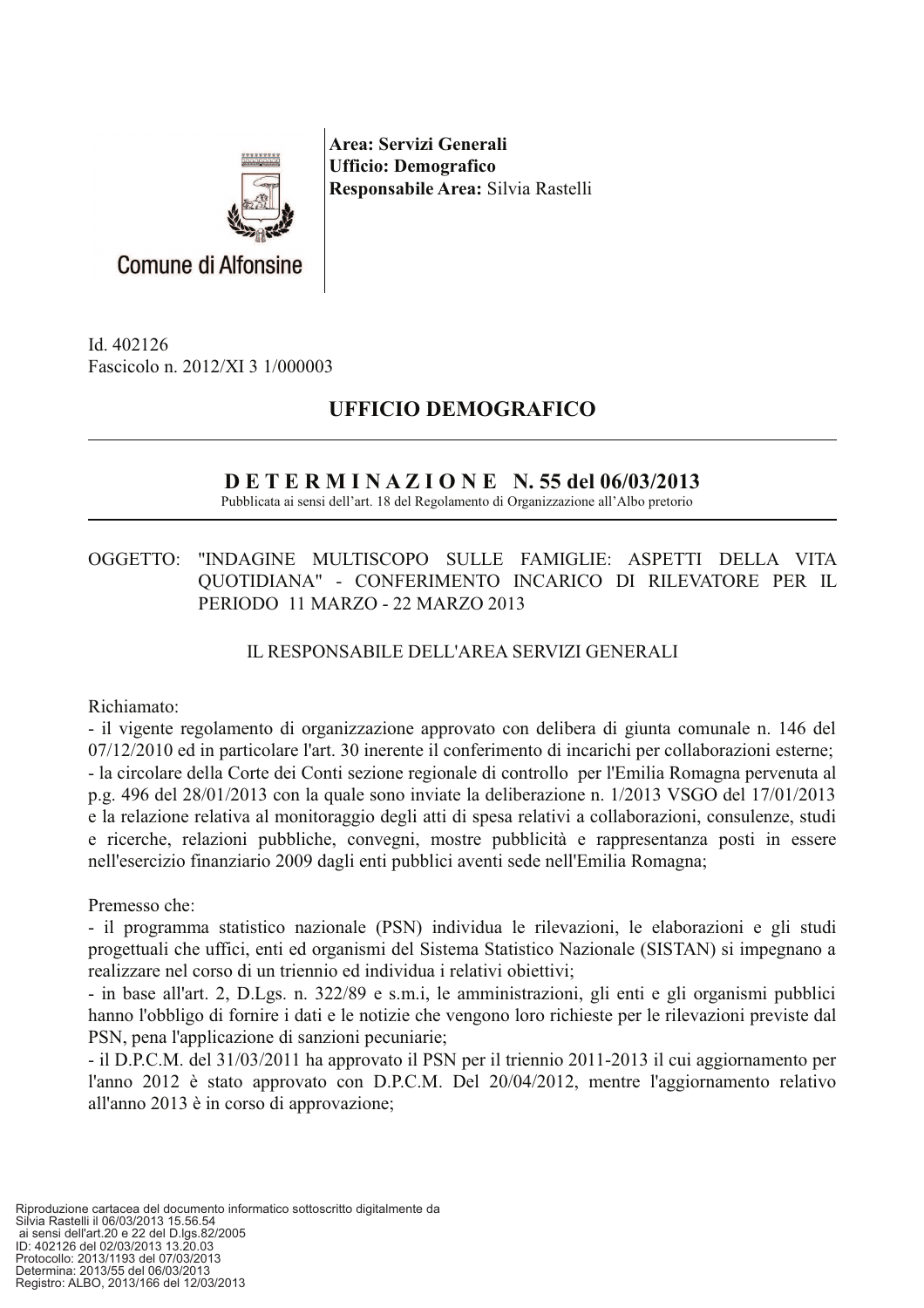Comune di Alfonsine

**Area: Servizi Generali**
**Ufficio: Demografico**
**Responsabile Area:** Silvia Rastelli

Id. 402126
Fascicolo n. 2012/XI 3 1/000003

## UFFICIO DEMOGRAFICO

## D E T E R M I N A Z I O N E N. 55 del 06/03/2013

Pubblicata ai sensi dell'art. 18 del Regolamento di Organizzazione all'Albo pretorio

OGGETTO: "INDAGINE MULTISCOPO SULLE FAMIGLIE: ASPETTI DELLA VITA QUOTIDIANA" - CONFERIMENTO INCARICO DI RILEVATORE PER IL PERIODO 11 MARZO - 22 MARZO 2013

IL RESPONSABILE DELL'AREA SERVIZI GENERALI

Richiamato:
- il vigente regolamento di organizzazione approvato con delibera di giunta comunale n. 146 del 07/12/2010 ed in particolare l'art. 30 inerente il conferimento di incarichi per collaborazioni esterne;
- la circolare della Corte dei Conti sezione regionale di controllo per l'Emilia Romagna pervenuta al p.g. 496 del 28/01/2013 con la quale sono inviate la deliberazione n. 1/2013 VSGO del 17/01/2013 e la relazione relativa al monitoraggio degli atti di spesa relativi a collaborazioni, consulenze, studi e ricerche, relazioni pubbliche, convegni, mostre pubblicità e rappresentanza posti in essere nell'esercizio finanziario 2009 dagli enti pubblici aventi sede nell'Emilia Romagna;

Premesso che:
- il programma statistico nazionale (PSN) individua le rilevazioni, le elaborazioni e gli studi progettuali che uffici, enti ed organismi del Sistema Statistico Nazionale (SISTAN) si impegnano a realizzare nel corso di un triennio ed individua i relativi obiettivi;
- in base all'art. 2, D.Lgs. n. 322/89 e s.m.i, le amministrazioni, gli enti e gli organismi pubblici hanno l'obbligo di fornire i dati e le notizie che vengono loro richieste per le rilevazioni previste dal PSN, pena l'applicazione di sanzioni pecuniarie;
- il D.P.C.M. del 31/03/2011 ha approvato il PSN per il triennio 2011-2013 il cui aggiornamento per l'anno 2012 è stato approvato con D.P.C.M. Del 20/04/2012, mentre l'aggiornamento relativo all'anno 2013 è in corso di approvazione;

Riproduzione cartacea del documento informatico sottoscritto digitalmente da
Silvia Rastelli il 06/03/2013 15.56.54
ai sensi dell'art.20 e 22 del D.lgs.82/2005
ID: 402126 del 02/03/2013 13.20.03
Protocollo: 2013/1193 del 07/03/2013
Determina: 2013/55 del 06/03/2013
Registro: ALBO, 2013/166 del 12/03/2013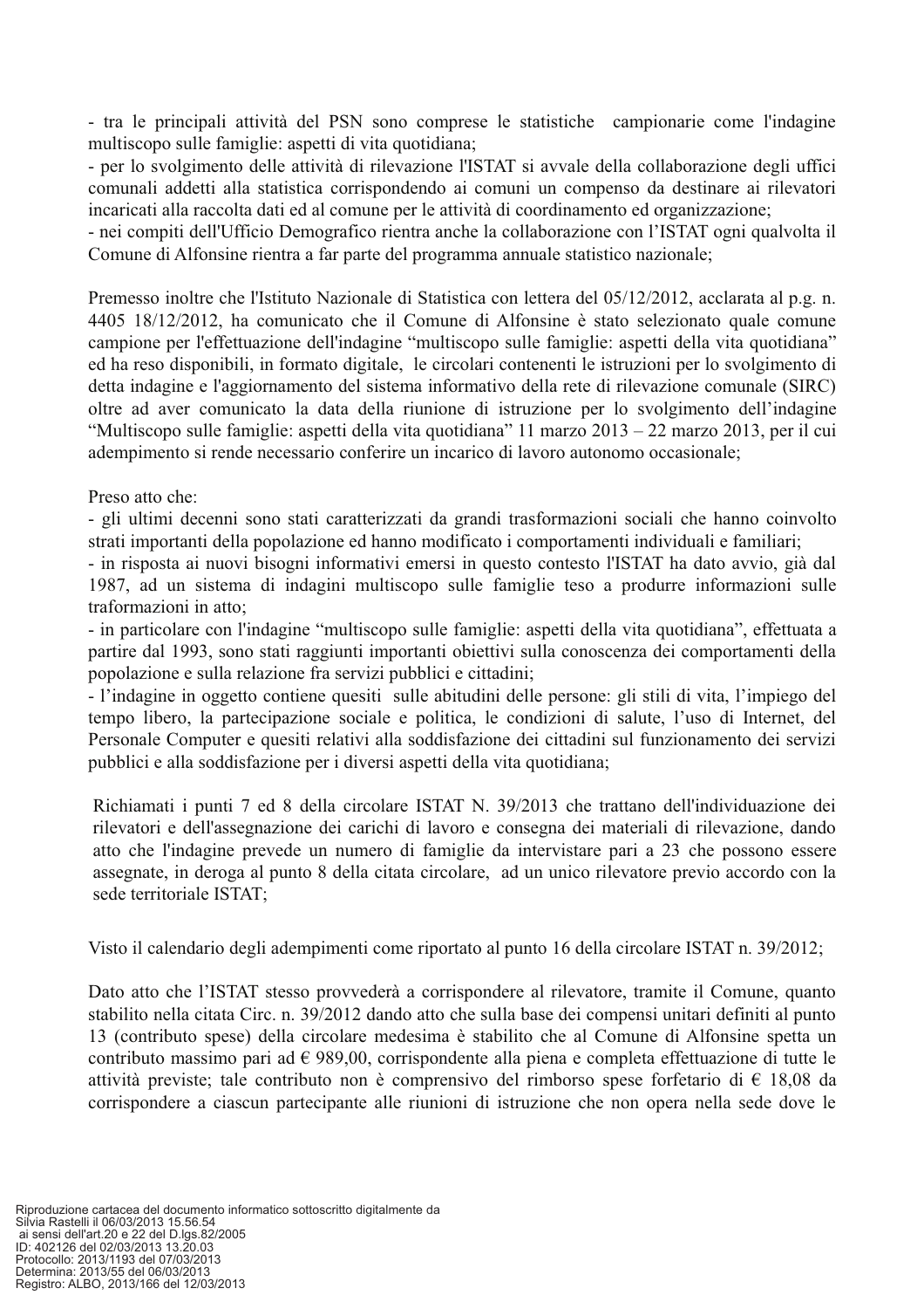- tra le principali attività del PSN sono comprese le statistiche campionarie come l'indagine multiscopo sulle famiglie: aspetti di vita quotidiana;
- per lo svolgimento delle attività di rilevazione l'ISTAT si avvale della collaborazione degli uffici comunali addetti alla statistica corrispondendo ai comuni un compenso da destinare ai rilevatori incaricati alla raccolta dati ed al comune per le attività di coordinamento ed organizzazione;
- nei compiti dell'Ufficio Demografico rientra anche la collaborazione con l'ISTAT ogni qualvolta il Comune di Alfonsine rientra a far parte del programma annuale statistico nazionale;

Premesso inoltre che l'Istituto Nazionale di Statistica con lettera del 05/12/2012, acclarata al p.g. n. 4405 18/12/2012, ha comunicato che il Comune di Alfonsine è stato selezionato quale comune campione per l'effettuazione dell'indagine "multiscopo sulle famiglie: aspetti della vita quotidiana" ed ha reso disponibili, in formato digitale, le circolari contenenti le istruzioni per lo svolgimento di detta indagine e l'aggiornamento del sistema informativo della rete di rilevazione comunale (SIRC) oltre ad aver comunicato la data della riunione di istruzione per lo svolgimento dell'indagine "Multiscopo sulle famiglie: aspetti della vita quotidiana" 11 marzo 2013 – 22 marzo 2013, per il cui adempimento si rende necessario conferire un incarico di lavoro autonomo occasionale;

Preso atto che:
- gli ultimi decenni sono stati caratterizzati da grandi trasformazioni sociali che hanno coinvolto strati importanti della popolazione ed hanno modificato i comportamenti individuali e familiari;
- in risposta ai nuovi bisogni informativi emersi in questo contesto l'ISTAT ha dato avvio, già dal 1987, ad un sistema di indagini multiscopo sulle famiglie teso a produrre informazioni sulle traformazioni in atto;
- in particolare con l'indagine "multiscopo sulle famiglie: aspetti della vita quotidiana", effettuata a partire dal 1993, sono stati raggiunti importanti obiettivi sulla conoscenza dei comportamenti della popolazione e sulla relazione fra servizi pubblici e cittadini;
- l'indagine in oggetto contiene quesiti sulle abitudini delle persone: gli stili di vita, l'impiego del tempo libero, la partecipazione sociale e politica, le condizioni di salute, l'uso di Internet, del Personale Computer e quesiti relativi alla soddisfazione dei cittadini sul funzionamento dei servizi pubblici e alla soddisfazione per i diversi aspetti della vita quotidiana;

Richiamati i punti 7 ed 8 della circolare ISTAT N. 39/2013 che trattano dell'individuazione dei rilevatori e dell'assegnazione dei carichi di lavoro e consegna dei materiali di rilevazione, dando atto che l'indagine prevede un numero di famiglie da intervistare pari a 23 che possono essere assegnate, in deroga al punto 8 della citata circolare, ad un unico rilevatore previo accordo con la sede territoriale ISTAT;

Visto il calendario degli adempimenti come riportato al punto 16 della circolare ISTAT n. 39/2012;

Dato atto che l'ISTAT stesso provvederà a corrispondere al rilevatore, tramite il Comune, quanto stabilito nella citata Circ. n. 39/2012 dando atto che sulla base dei compensi unitari definiti al punto 13 (contributo spese) della circolare medesima è stabilito che al Comune di Alfonsine spetta un contributo massimo pari ad € 989,00, corrispondente alla piena e completa effettuazione di tutte le attività previste; tale contributo non è comprensivo del rimborso spese forfetario di € 18,08 da corrispondere a ciascun partecipante alle riunioni di istruzione che non opera nella sede dove le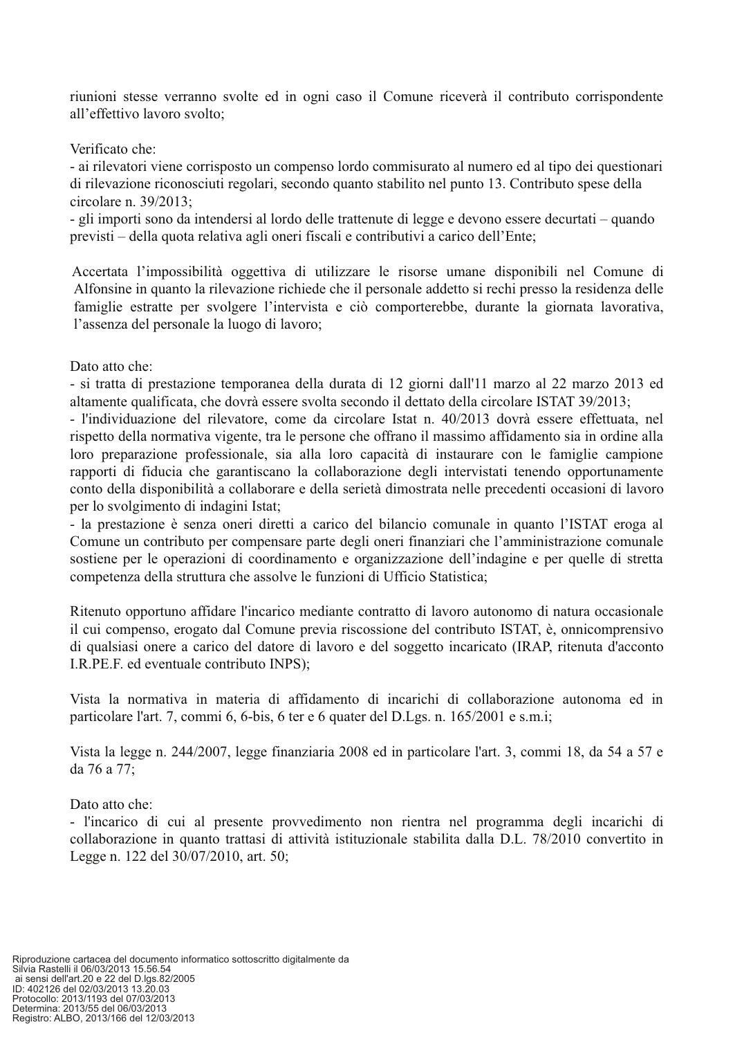riunioni stesse verranno svolte ed in ogni caso il Comune riceverà il contributo corrispondente all'effettivo lavoro svolto;

Verificato che:
- ai rilevatori viene corrisposto un compenso lordo commisurato al numero ed al tipo dei questionari di rilevazione riconosciuti regolari, secondo quanto stabilito nel punto 13. Contributo spese della circolare n. 39/2013;
- gli importi sono da intendersi al lordo delle trattenute di legge e devono essere decurtati – quando previsti – della quota relativa agli oneri fiscali e contributivi a carico dell'Ente;

Accertata l'impossibilità oggettiva di utilizzare le risorse umane disponibili nel Comune di Alfonsine in quanto la rilevazione richiede che il personale addetto si rechi presso la residenza delle famiglie estratte per svolgere l'intervista e ciò comporterebbe, durante la giornata lavorativa, l'assenza del personale la luogo di lavoro;

Dato atto che:
- si tratta di prestazione temporanea della durata di 12 giorni dall'11 marzo al 22 marzo 2013 ed altamente qualificata, che dovrà essere svolta secondo il dettato della circolare ISTAT 39/2013;
- l'individuazione del rilevatore, come da circolare Istat n. 40/2013 dovrà essere effettuata, nel rispetto della normativa vigente, tra le persone che offrano il massimo affidamento sia in ordine alla loro preparazione professionale, sia alla loro capacità di instaurare con le famiglie campione rapporti di fiducia che garantiscano la collaborazione degli intervistati tenendo opportunamente conto della disponibilità a collaborare e della serietà dimostrata nelle precedenti occasioni di lavoro per lo svolgimento di indagini Istat;
- la prestazione è senza oneri diretti a carico del bilancio comunale in quanto l'ISTAT eroga al Comune un contributo per compensare parte degli oneri finanziari che l'amministrazione comunale sostiene per le operazioni di coordinamento e organizzazione dell'indagine e per quelle di stretta competenza della struttura che assolve le funzioni di Ufficio Statistica;

Ritenuto opportuno affidare l'incarico mediante contratto di lavoro autonomo di natura occasionale il cui compenso, erogato dal Comune previa riscossione del contributo ISTAT, è, onnicomprensivo di qualsiasi onere a carico del datore di lavoro e del soggetto incaricato (IRAP, ritenuta d'acconto I.R.PE.F. ed eventuale contributo INPS);

Vista la normativa in materia di affidamento di incarichi di collaborazione autonoma ed in particolare l'art. 7, commi 6, 6-bis, 6 ter e 6 quater del D.Lgs. n. 165/2001 e s.m.i;

Vista la legge n. 244/2007, legge finanziaria 2008 ed in particolare l'art. 3, commi 18, da 54 a 57 e da 76 a 77;

Dato atto che:
- l'incarico di cui al presente provvedimento non rientra nel programma degli incarichi di collaborazione in quanto trattasi di attività istituzionale stabilita dalla D.L. 78/2010 convertito in Legge n. 122 del 30/07/2010, art. 50;

Riproduzione cartacea del documento informatico sottoscritto digitalmente da
Silvia Rastelli il 06/03/2013 15.56.54
ai sensi dell'art.20 e 22 del D.lgs.82/2005
ID: 402126 del 02/03/2013 13.20.03
Protocollo: 2013/1193 del 07/03/2013
Determina: 2013/55 del 06/03/2013
Registro: ALBO, 2013/166 del 12/03/2013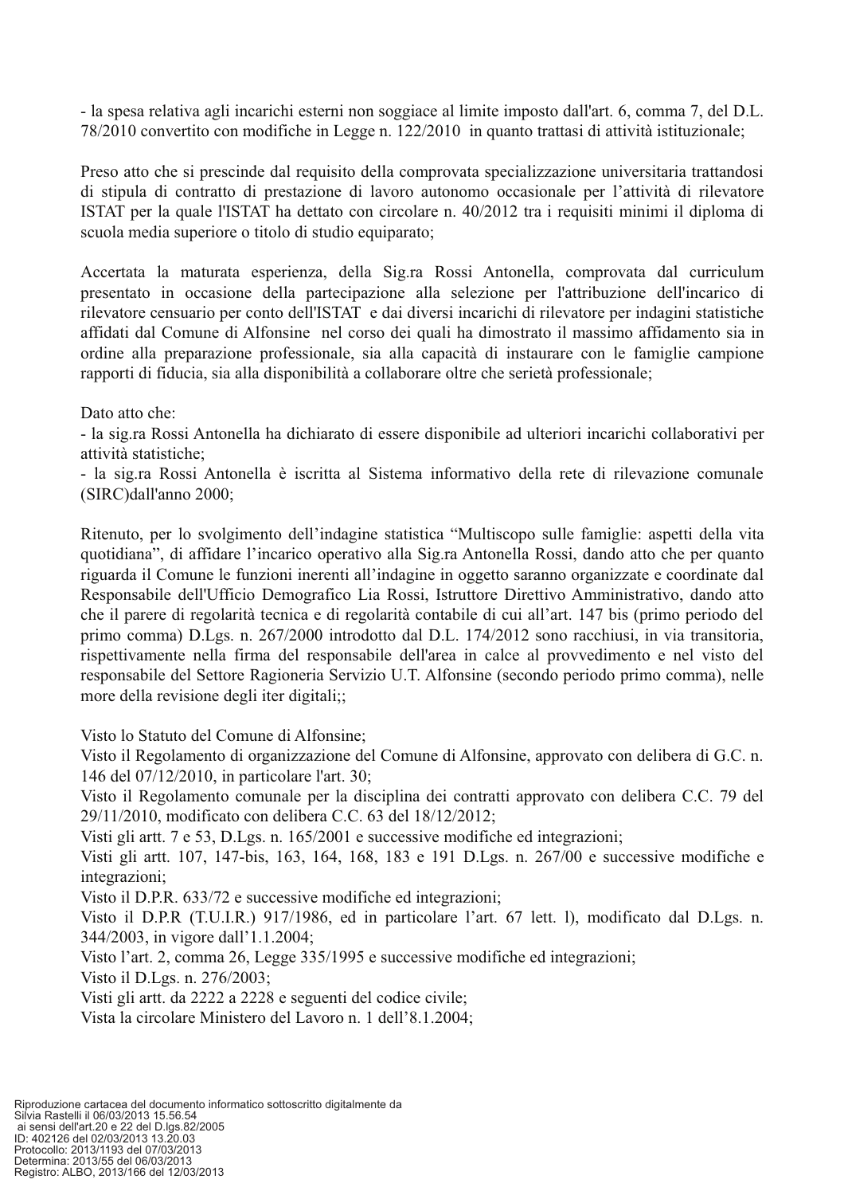- la spesa relativa agli incarichi esterni non soggiace al limite imposto dall'art. 6, comma 7, del D.L. 78/2010 convertito con modifiche in Legge n. 122/2010 in quanto trattasi di attività istituzionale;

Preso atto che si prescinde dal requisito della comprovata specializzazione universitaria trattandosi di stipula di contratto di prestazione di lavoro autonomo occasionale per l'attività di rilevatore ISTAT per la quale l'ISTAT ha dettato con circolare n. 40/2012 tra i requisiti minimi il diploma di scuola media superiore o titolo di studio equiparato;

Accertata la maturata esperienza, della Sig.ra Rossi Antonella, comprovata dal curriculum presentato in occasione della partecipazione alla selezione per l'attribuzione dell'incarico di rilevatore censuario per conto dell'ISTAT e dai diversi incarichi di rilevatore per indagini statistiche affidati dal Comune di Alfonsine nel corso dei quali ha dimostrato il massimo affidamento sia in ordine alla preparazione professionale, sia alla capacità di instaurare con le famiglie campione rapporti di fiducia, sia alla disponibilità a collaborare oltre che serietà professionale;

Dato atto che:
- la sig.ra Rossi Antonella ha dichiarato di essere disponibile ad ulteriori incarichi collaborativi per attività statistiche;
- la sig.ra Rossi Antonella è iscritta al Sistema informativo della rete di rilevazione comunale (SIRC)dall'anno 2000;

Ritenuto, per lo svolgimento dell'indagine statistica "Multiscopo sulle famiglie: aspetti della vita quotidiana", di affidare l'incarico operativo alla Sig.ra Antonella Rossi, dando atto che per quanto riguarda il Comune le funzioni inerenti all'indagine in oggetto saranno organizzate e coordinate dal Responsabile dell'Ufficio Demografico Lia Rossi, Istruttore Direttivo Amministrativo, dando atto che il parere di regolarità tecnica e di regolarità contabile di cui all'art. 147 bis (primo periodo del primo comma) D.Lgs. n. 267/2000 introdotto dal D.L. 174/2012 sono racchiusi, in via transitoria, rispettivamente nella firma del responsabile dell'area in calce al provvedimento e nel visto del responsabile del Settore Ragioneria Servizio U.T. Alfonsine (secondo periodo primo comma), nelle more della revisione degli iter digitali;;

Visto lo Statuto del Comune di Alfonsine;
Visto il Regolamento di organizzazione del Comune di Alfonsine, approvato con delibera di G.C. n. 146 del 07/12/2010, in particolare l'art. 30;
Visto il Regolamento comunale per la disciplina dei contratti approvato con delibera C.C. 79 del 29/11/2010, modificato con delibera C.C. 63 del 18/12/2012;
Visti gli artt. 7 e 53, D.Lgs. n. 165/2001 e successive modifiche ed integrazioni;
Visti gli artt. 107, 147-bis, 163, 164, 168, 183 e 191 D.Lgs. n. 267/00 e successive modifiche e integrazioni;
Visto il D.P.R. 633/72 e successive modifiche ed integrazioni;
Visto il D.P.R (T.U.I.R.) 917/1986, ed in particolare l'art. 67 lett. l), modificato dal D.Lgs. n. 344/2003, in vigore dall'1.1.2004;
Visto l'art. 2, comma 26, Legge 335/1995 e successive modifiche ed integrazioni;
Visto il D.Lgs. n. 276/2003;
Visti gli artt. da 2222 a 2228 e seguenti del codice civile;
Vista la circolare Ministero del Lavoro n. 1 dell'8.1.2004;

Riproduzione cartacea del documento informatico sottoscritto digitalmente da
Silvia Rastelli il 06/03/2013 15.56.54
ai sensi dell'art.20 e 22 del D.lgs.82/2005
ID: 402126 del 02/03/2013 13.20.03
Protocollo: 2013/1193 del 07/03/2013
Determina: 2013/55 del 06/03/2013
Registro: ALBO, 2013/166 del 12/03/2013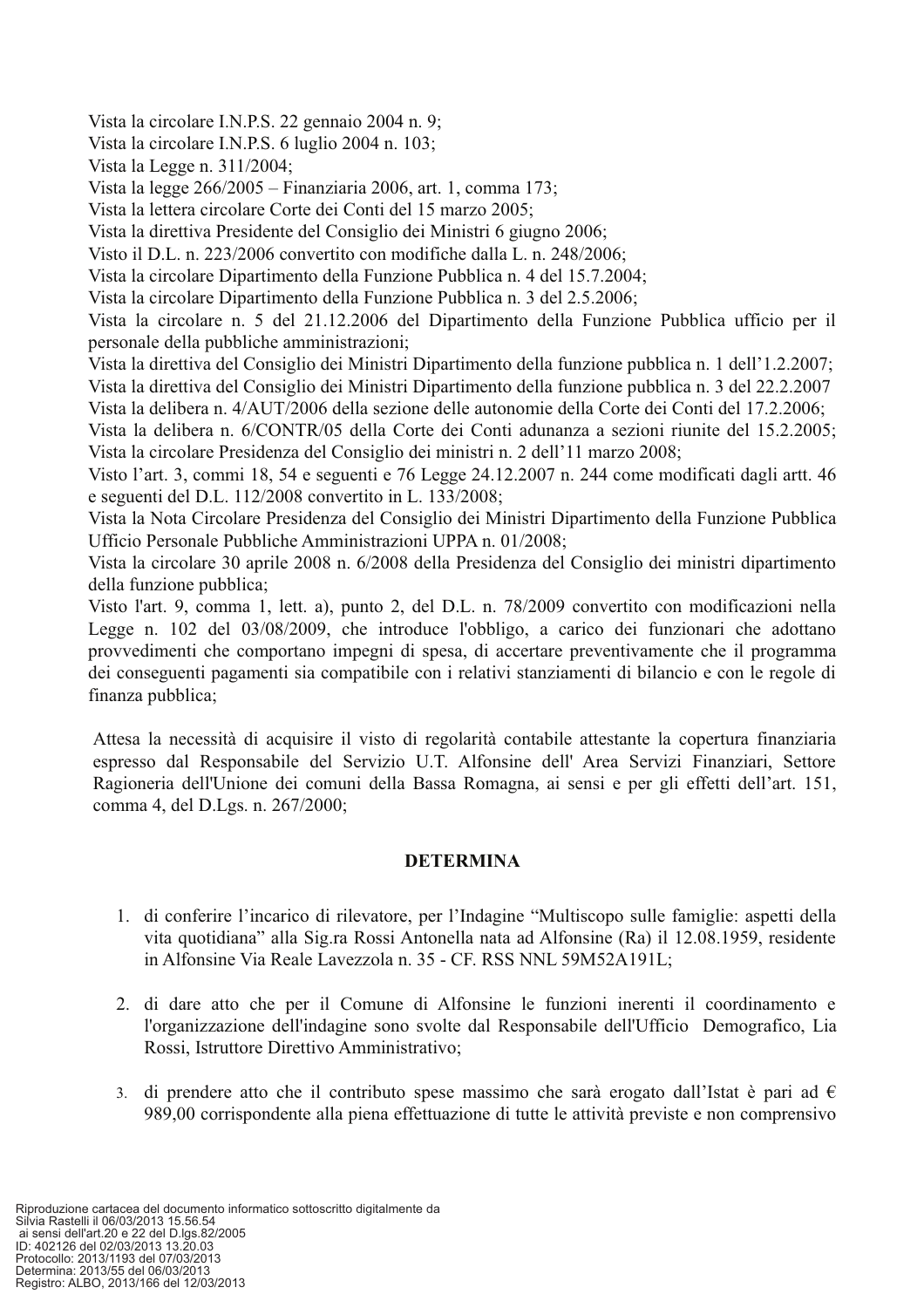Vista la circolare I.N.P.S. 22 gennaio 2004 n. 9;
Vista la circolare I.N.P.S. 6 luglio 2004 n. 103;
Vista la Legge n. 311/2004;
Vista la legge 266/2005 – Finanziaria 2006, art. 1, comma 173;
Vista la lettera circolare Corte dei Conti del 15 marzo 2005;
Vista la direttiva Presidente del Consiglio dei Ministri 6 giugno 2006;
Visto il D.L. n. 223/2006 convertito con modifiche dalla L. n. 248/2006;
Vista la circolare Dipartimento della Funzione Pubblica n. 4 del 15.7.2004;
Vista la circolare Dipartimento della Funzione Pubblica n. 3 del 2.5.2006;
Vista la circolare n. 5 del 21.12.2006 del Dipartimento della Funzione Pubblica ufficio per il personale della pubbliche amministrazioni;
Vista la direttiva del Consiglio dei Ministri Dipartimento della funzione pubblica n. 1 dell'1.2.2007;
Vista la direttiva del Consiglio dei Ministri Dipartimento della funzione pubblica n. 3 del 22.2.2007
Vista la delibera n. 4/AUT/2006 della sezione delle autonomie della Corte dei Conti del 17.2.2006;
Vista la delibera n. 6/CONTR/05 della Corte dei Conti adunanza a sezioni riunite del 15.2.2005;
Vista la circolare Presidenza del Consiglio dei ministri n. 2 dell'11 marzo 2008;
Visto l'art. 3, commi 18, 54 e seguenti e 76 Legge 24.12.2007 n. 244 come modificati dagli artt. 46 e seguenti del D.L. 112/2008 convertito in L. 133/2008;
Vista la Nota Circolare Presidenza del Consiglio dei Ministri Dipartimento della Funzione Pubblica Ufficio Personale Pubbliche Amministrazioni UPPA n. 01/2008;
Vista la circolare 30 aprile 2008 n. 6/2008 della Presidenza del Consiglio dei ministri dipartimento della funzione pubblica;
Visto l'art. 9, comma 1, lett. a), punto 2, del D.L. n. 78/2009 convertito con modificazioni nella Legge n. 102 del 03/08/2009, che introduce l'obbligo, a carico dei funzionari che adottano provvedimenti che comportano impegni di spesa, di accertare preventivamente che il programma dei conseguenti pagamenti sia compatibile con i relativi stanziamenti di bilancio e con le regole di finanza pubblica;

Attesa la necessità di acquisire il visto di regolarità contabile attestante la copertura finanziaria espresso dal Responsabile del Servizio U.T. Alfonsine dell' Area Servizi Finanziari, Settore Ragioneria dell'Unione dei comuni della Bassa Romagna, ai sensi e per gli effetti dell'art. 151, comma 4, del D.Lgs. n. 267/2000;

**DETERMINA**

1. di conferire l'incarico di rilevatore, per l'Indagine "Multiscopo sulle famiglie: aspetti della vita quotidiana" alla Sig.ra Rossi Antonella nata ad Alfonsine (Ra) il 12.08.1959, residente in Alfonsine Via Reale Lavezzola n. 35 - CF. RSS NNL 59M52A191L;

2. di dare atto che per il Comune di Alfonsine le funzioni inerenti il coordinamento e l'organizzazione dell'indagine sono svolte dal Responsabile dell'Ufficio Demografico, Lia Rossi, Istruttore Direttivo Amministrativo;

3. di prendere atto che il contributo spese massimo che sarà erogato dall'Istat è pari ad € 989,00 corrispondente alla piena effettuazione di tutte le attività previste e non comprensivo

Riproduzione cartacea del documento informatico sottoscritto digitalmente da
Silvia Rastelli il 06/03/2013 15.56.54
ai sensi dell'art.20 e 22 del D.lgs.82/2005
ID: 402126 del 02/03/2013 13.20.03
Protocollo: 2013/1193 del 07/03/2013
Determina: 2013/55 del 06/03/2013
Registro: ALBO, 2013/166 del 12/03/2013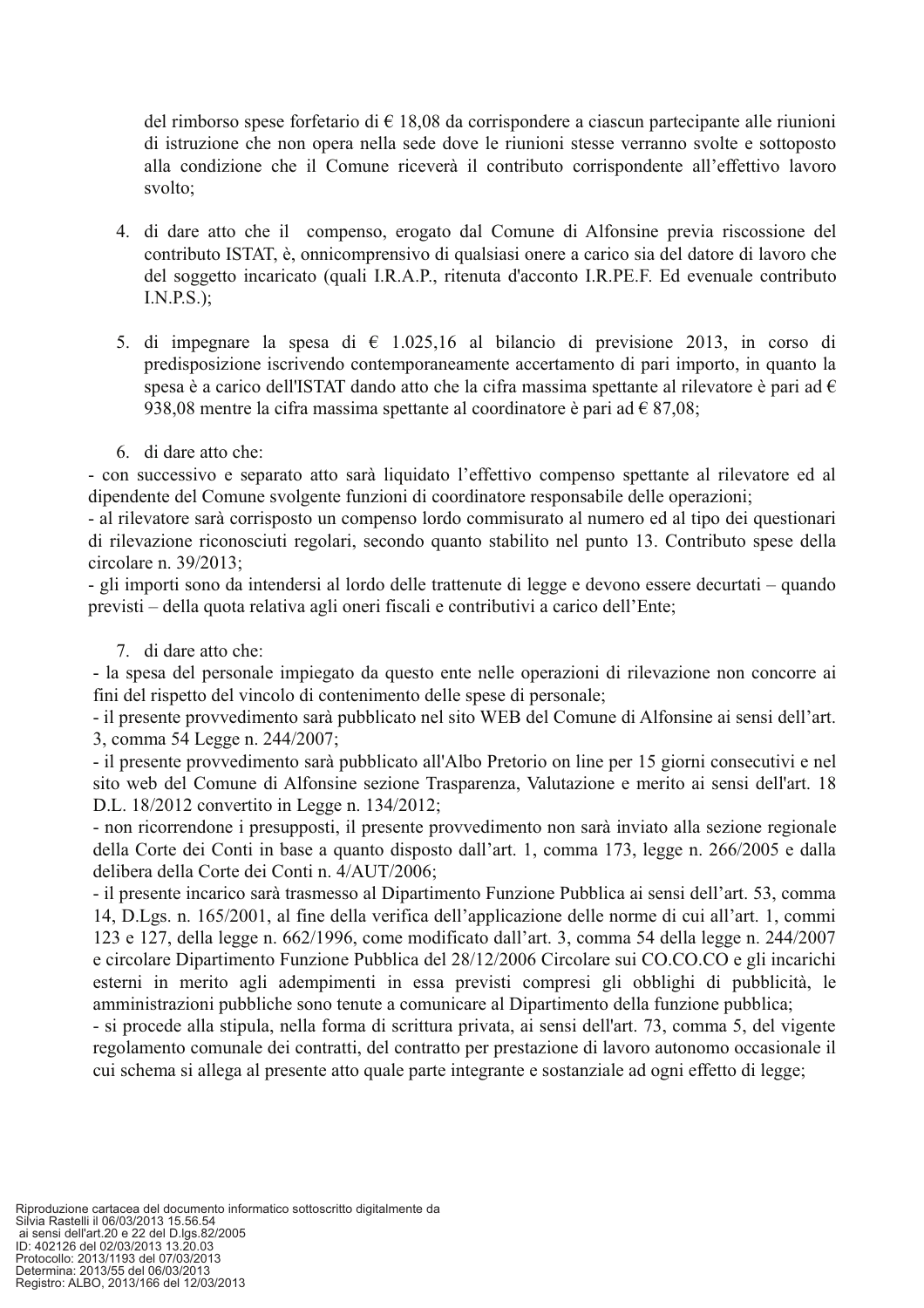del rimborso spese forfetario di € 18,08 da corrispondere a ciascun partecipante alle riunioni di istruzione che non opera nella sede dove le riunioni stesse verranno svolte e sottoposto alla condizione che il Comune riceverà il contributo corrispondente all'effettivo lavoro svolto;

4. di dare atto che il compenso, erogato dal Comune di Alfonsine previa riscossione del contributo ISTAT, è, onnicomprensivo di qualsiasi onere a carico sia del datore di lavoro che del soggetto incaricato (quali I.R.A.P., ritenuta d'acconto I.R.PE.F. Ed evenuale contributo I.N.P.S.);

5. di impegnare la spesa di € 1.025,16 al bilancio di previsione 2013, in corso di predisposizione iscrivendo contemporaneamente accertamento di pari importo, in quanto la spesa è a carico dell'ISTAT dando atto che la cifra massima spettante al rilevatore è pari ad € 938,08 mentre la cifra massima spettante al coordinatore è pari ad € 87,08;

6. di dare atto che:

- con successivo e separato atto sarà liquidato l'effettivo compenso spettante al rilevatore ed al dipendente del Comune svolgente funzioni di coordinatore responsabile delle operazioni;
- al rilevatore sarà corrisposto un compenso lordo commisurato al numero ed al tipo dei questionari di rilevazione riconosciuti regolari, secondo quanto stabilito nel punto 13. Contributo spese della circolare n. 39/2013;
- gli importi sono da intendersi al lordo delle trattenute di legge e devono essere decurtati – quando previsti – della quota relativa agli oneri fiscali e contributivi a carico dell'Ente;

7. di dare atto che:

- la spesa del personale impiegato da questo ente nelle operazioni di rilevazione non concorre ai fini del rispetto del vincolo di contenimento delle spese di personale;
- il presente provvedimento sarà pubblicato nel sito WEB del Comune di Alfonsine ai sensi dell'art. 3, comma 54 Legge n. 244/2007;
- il presente provvedimento sarà pubblicato all'Albo Pretorio on line per 15 giorni consecutivi e nel sito web del Comune di Alfonsine sezione Trasparenza, Valutazione e merito ai sensi dell'art. 18 D.L. 18/2012 convertito in Legge n. 134/2012;
- non ricorrendone i presupposti, il presente provvedimento non sarà inviato alla sezione regionale della Corte dei Conti in base a quanto disposto dall'art. 1, comma 173, legge n. 266/2005 e dalla delibera della Corte dei Conti n. 4/AUT/2006;
- il presente incarico sarà trasmesso al Dipartimento Funzione Pubblica ai sensi dell'art. 53, comma 14, D.Lgs. n. 165/2001, al fine della verifica dell'applicazione delle norme di cui all'art. 1, commi 123 e 127, della legge n. 662/1996, come modificato dall'art. 3, comma 54 della legge n. 244/2007 e circolare Dipartimento Funzione Pubblica del 28/12/2006 Circolare sui CO.CO.CO e gli incarichi esterni in merito agli adempimenti in essa previsti compresi gli obblighi di pubblicità, le amministrazioni pubbliche sono tenute a comunicare al Dipartimento della funzione pubblica;
- si procede alla stipula, nella forma di scrittura privata, ai sensi dell'art. 73, comma 5, del vigente regolamento comunale dei contratti, del contratto per prestazione di lavoro autonomo occasionale il cui schema si allega al presente atto quale parte integrante e sostanziale ad ogni effetto di legge;

Riproduzione cartacea del documento informatico sottoscritto digitalmente da
Silvia Rastelli il 06/03/2013 15.56.54
ai sensi dell'art.20 e 22 del D.lgs.82/2005
ID: 402126 del 02/03/2013 13.20.03
Protocollo: 2013/1193 del 07/03/2013
Determina: 2013/55 del 06/03/2013
Registro: ALBO, 2013/166 del 12/03/2013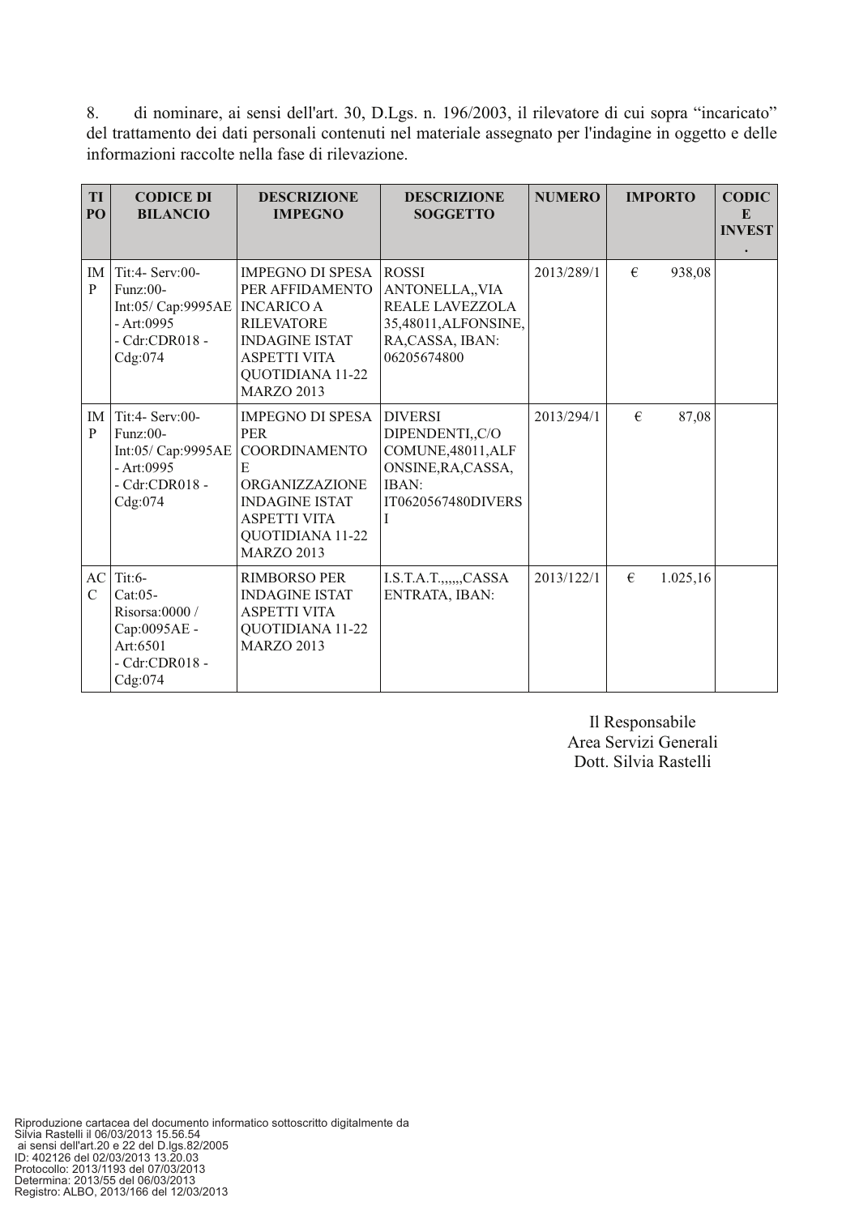8. di nominare, ai sensi dell'art. 30, D.Lgs. n. 196/2003, il rilevatore di cui sopra “incaricato” del trattamento dei dati personali contenuti nel materiale assegnato per l'indagine in oggetto e delle informazioni raccolte nella fase di rilevazione.

| TIPO | CODICE DI BILANCIO | DESCRIZIONE IMPEGNO | DESCRIZIONE SOGGETTO | NUMERO | IMPORTO | CODICE INVEST. |
|---|---|---|---|---|---|---|
| IMP | Tit:4- Serv:00- Funz:00- Int:05/ Cap:9995AE - Art:0995 - Cdr:CDR018 - Cdg:074 | IMPEGNO DI SPESA PER AFFIDAMENTO INCARICO A RILEVATORE INDAGINE ISTAT ASPETTI VITA QUOTIDIANA 11-22 MARZO 2013 | ROSSI ANTONELLA,,VIA REALE LAVEZZOLA 35,48011,ALFONSINE, RA,CASSA, IBAN: 06205674800 | 2013/289/1 | € 938,08 | |
| IMP | Tit:4- Serv:00- Funz:00- Int:05/ Cap:9995AE - Art:0995 - Cdr:CDR018 - Cdg:074 | IMPEGNO DI SPESA PER COORDINAMENTO E ORGANIZZAZIONE INDAGINE ISTAT ASPETTI VITA QUOTIDIANA 11-22 MARZO 2013 | DIVERSI DIPENDENTI,,C/O COMUNE,48011,ALFONSINE,RA,CASSA, IBAN: IT0620567480DIVERSI | 2013/294/1 | € 87,08 | |
| ACC | Tit:6- Cat:05- Risorsa:0000 / Cap:0095AE - Art:6501 - Cdr:CDR018 - Cdg:074 | RIMBORSO PER INDAGINE ISTAT ASPETTI VITA QUOTIDIANA 11-22 MARZO 2013 | I.S.T.A.T.,,,,,,CASSA ENTRATA, IBAN: | 2013/122/1 | € 1.025,16 | |

Il Responsabile
Area Servizi Generali
Dott. Silvia Rastelli

Riproduzione cartacea del documento informatico sottoscritto digitalmente da Silvia Rastelli il 06/03/2013 15.56.54 ai sensi dell'art.20 e 22 del D.lgs.82/2005
ID: 402126 del 02/03/2013 13.20.03
Protocollo: 2013/1193 del 07/03/2013
Determina: 2013/55 del 06/03/2013
Registro: ALBO, 2013/166 del 12/03/2013